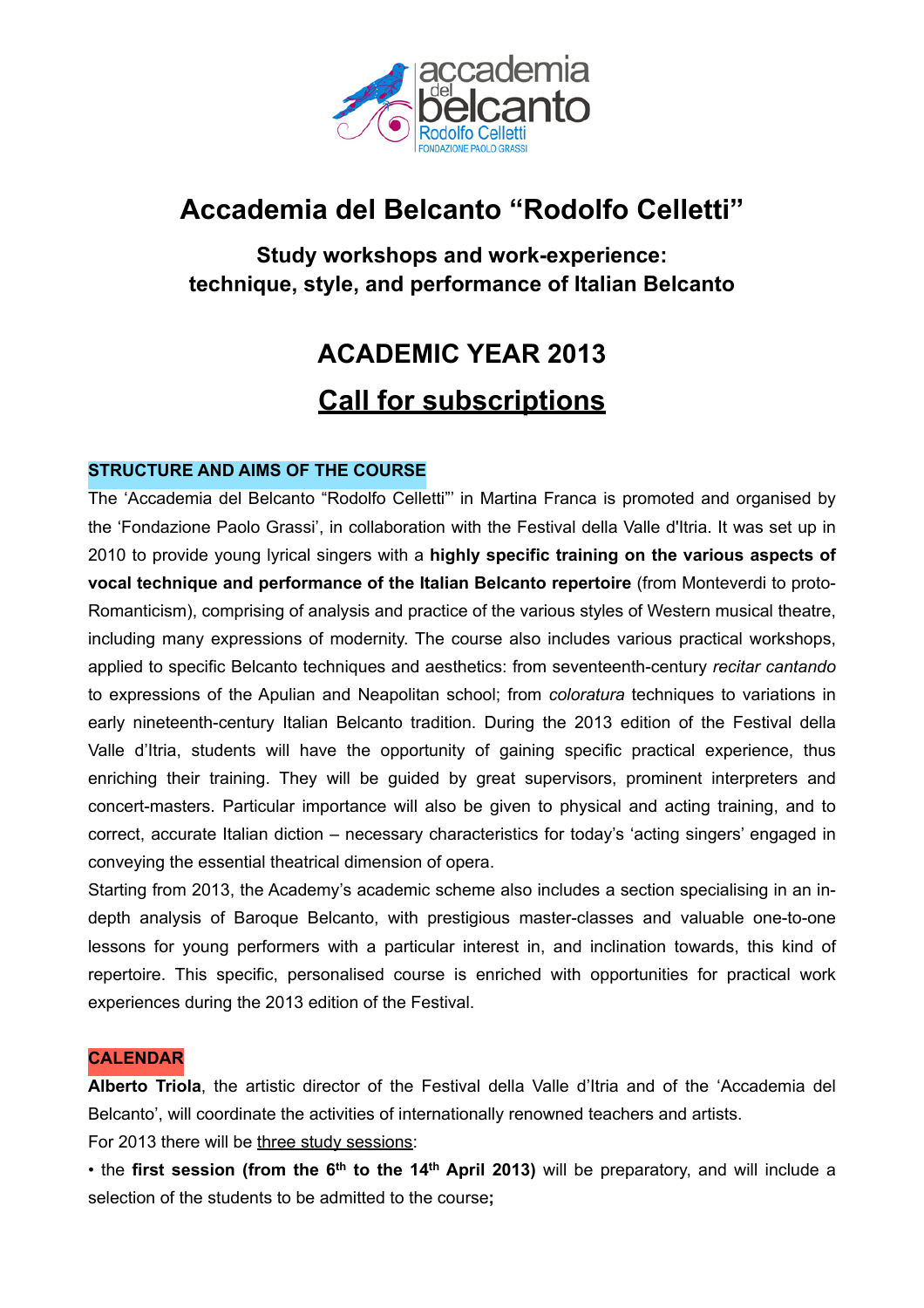# Accademia del Belcanto "Rodolfo Celletti"

### Study workshops and work-experience: technique, style, and performance of Italian Belcanto

## ACADEMIC YEAR 2013

## Call for subscriptions

**STRUCTURE AND AIMS OF THE COURSE**

The 'Accademia del Belcanto "Rodolfo Celletti"' in Martina Franca is promoted and organised by the 'Fondazione Paolo Grassi', in collaboration with the Festival della Valle d'Itria. It was set up in 2010 to provide young lyrical singers with a **highly specific training on the various aspects of vocal technique and performance of the Italian Belcanto repertoire** (from Monteverdi to proto-Romanticism), comprising of analysis and practice of the various styles of Western musical theatre, including many expressions of modernity. The course also includes various practical workshops, applied to specific Belcanto techniques and aesthetics: from seventeenth-century *recitar cantando* to expressions of the Apulian and Neapolitan school; from *coloratura* techniques to variations in early nineteenth-century Italian Belcanto tradition. During the 2013 edition of the Festival della Valle d'Itria, students will have the opportunity of gaining specific practical experience, thus enriching their training. They will be guided by great supervisors, prominent interpreters and concert-masters. Particular importance will also be given to physical and acting training, and to correct, accurate Italian diction – necessary characteristics for today's 'acting singers' engaged in conveying the essential theatrical dimension of opera.

Starting from 2013, the Academy's academic scheme also includes a section specialising in an in-depth analysis of Baroque Belcanto, with prestigious master-classes and valuable one-to-one lessons for young performers with a particular interest in, and inclination towards, this kind of repertoire. This specific, personalised course is enriched with opportunities for practical work experiences during the 2013 edition of the Festival.

**CALENDAR**

**Alberto Triola**, the artistic director of the Festival della Valle d'Itria and of the 'Accademia del Belcanto', will coordinate the activities of internationally renowned teachers and artists.

For 2013 there will be three study sessions:

• the **first session (from the 6th to the 14th April 2013)** will be preparatory, and will include a selection of the students to be admitted to the course**;**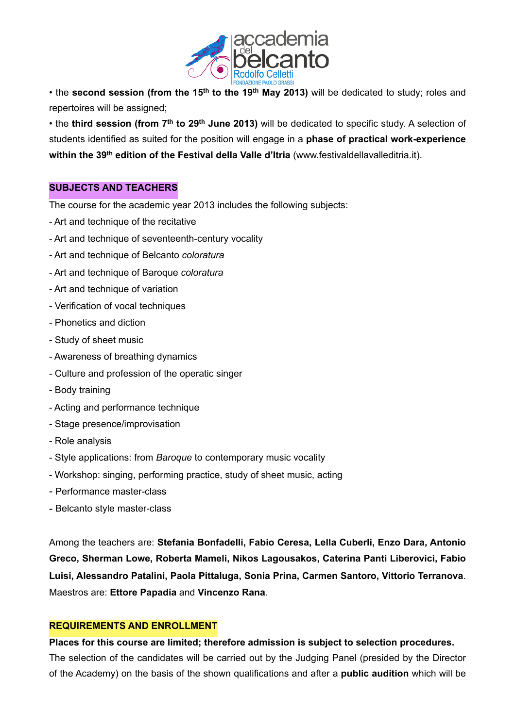• the **second session (from the 15th to the 19th May 2013)** will be dedicated to study; roles and repertoires will be assigned;

• the **third session (from 7th to 29th June 2013)** will be dedicated to specific study. A selection of students identified as suited for the position will engage in a **phase of practical work-experience within the 39th edition of the Festival della Valle d'Itria** (www.festivaldellavalleditria.it).

## SUBJECTS AND TEACHERS

The course for the academic year 2013 includes the following subjects:

- Art and technique of the recitative
- Art and technique of seventeenth-century vocality
- Art and technique of Belcanto *coloratura*
- Art and technique of Baroque *coloratura*
- Art and technique of variation
- Verification of vocal techniques
- Phonetics and diction
- Study of sheet music
- Awareness of breathing dynamics
- Culture and profession of the operatic singer
- Body training
- Acting and performance technique
- Stage presence/improvisation
- Role analysis
- Style applications: from *Baroque* to contemporary music vocality
- Workshop: singing, performing practice, study of sheet music, acting
- Performance master-class
- Belcanto style master-class

Among the teachers are: **Stefania Bonfadelli, Fabio Ceresa, Lella Cuberli, Enzo Dara, Antonio Greco, Sherman Lowe, Roberta Mameli, Nikos Lagousakos, Caterina Panti Liberovici, Fabio Luisi, Alessandro Patalini, Paola Pittaluga, Sonia Prina, Carmen Santoro, Vittorio Terranova**. Maestros are: **Ettore Papadia** and **Vincenzo Rana**.

## REQUIREMENTS AND ENROLLMENT

**Places for this course are limited; therefore admission is subject to selection procedures.**

The selection of the candidates will be carried out by the Judging Panel (presided by the Director of the Academy) on the basis of the shown qualifications and after a **public audition** which will be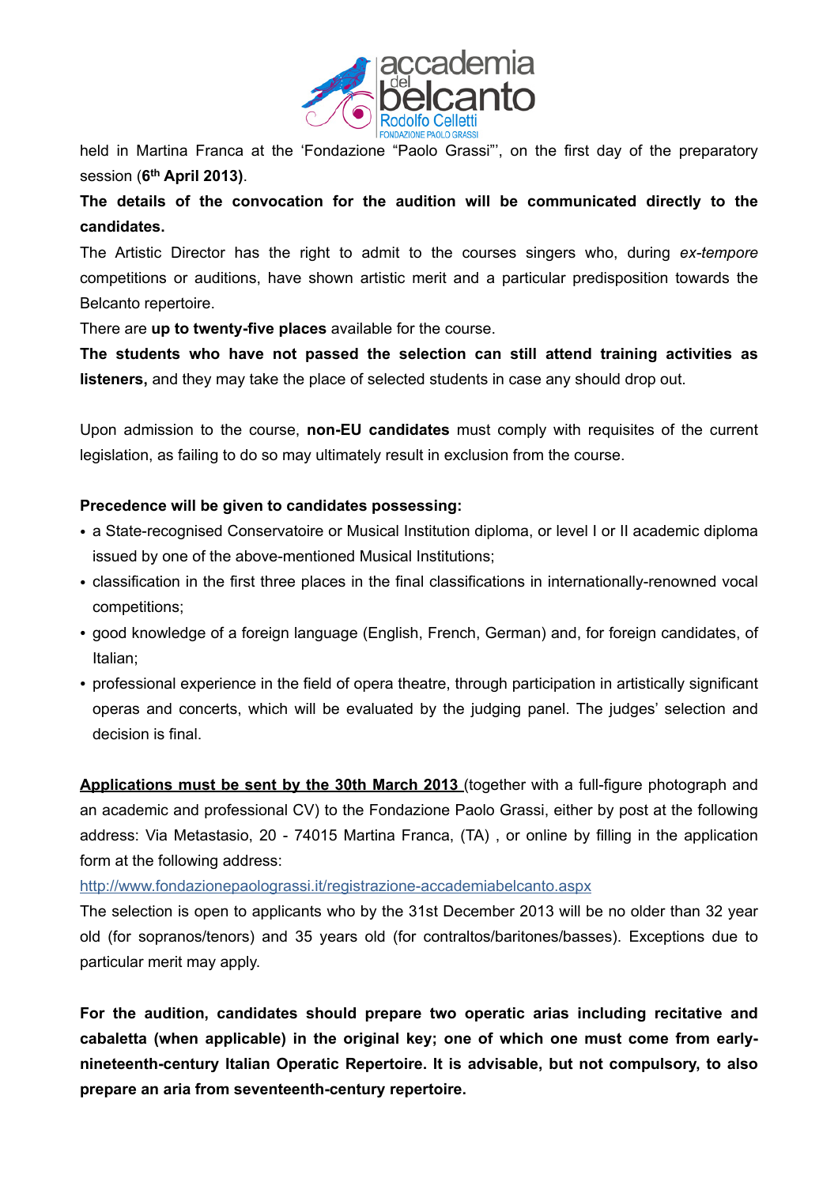held in Martina Franca at the 'Fondazione "Paolo Grassi"', on the first day of the preparatory session (**6th April 2013**).

**The details of the convocation for the audition will be communicated directly to the candidates.**

The Artistic Director has the right to admit to the courses singers who, during *ex-tempore* competitions or auditions, have shown artistic merit and a particular predisposition towards the Belcanto repertoire.

There are **up to twenty-five places** available for the course.

**The students who have not passed the selection can still attend training activities as listeners,** and they may take the place of selected students in case any should drop out.

Upon admission to the course, **non-EU candidates** must comply with requisites of the current legislation, as failing to do so may ultimately result in exclusion from the course.

**Precedence will be given to candidates possessing:**

- a State-recognised Conservatoire or Musical Institution diploma, or level I or II academic diploma issued by one of the above-mentioned Musical Institutions;
- classification in the first three places in the final classifications in internationally-renowned vocal competitions;
- good knowledge of a foreign language (English, French, German) and, for foreign candidates, of Italian;
- professional experience in the field of opera theatre, through participation in artistically significant operas and concerts, which will be evaluated by the judging panel. The judges' selection and decision is final.

**Applications must be sent by the 30th March 2013** (together with a full-figure photograph and an academic and professional CV) to the Fondazione Paolo Grassi, either by post at the following address: Via Metastasio, 20 - 74015 Martina Franca, (TA) , or online by filling in the application form at the following address:

http://www.fondazionepaolograssi.it/registrazione-accademiabelcanto.aspx

The selection is open to applicants who by the 31st December 2013 will be no older than 32 year old (for sopranos/tenors) and 35 years old (for contraltos/baritones/basses). Exceptions due to particular merit may apply.

**For the audition, candidates should prepare two operatic arias including recitative and cabaletta (when applicable) in the original key; one of which one must come from early-nineteenth-century Italian Operatic Repertoire. It is advisable, but not compulsory, to also prepare an aria from seventeenth-century repertoire.**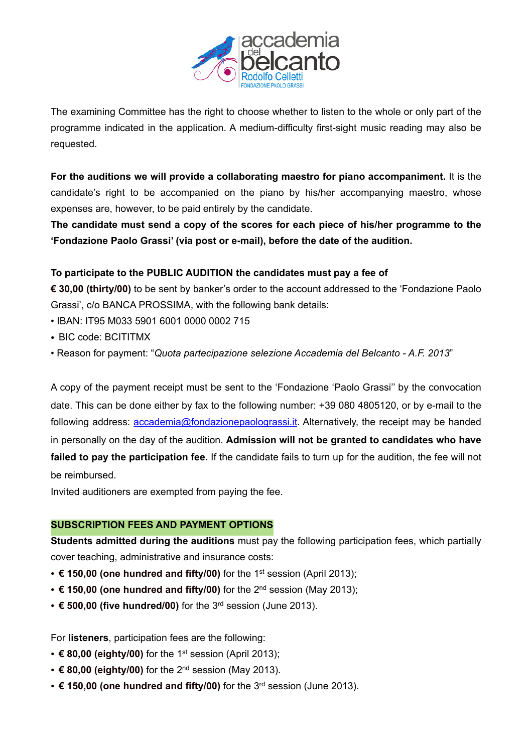The examining Committee has the right to choose whether to listen to the whole or only part of the programme indicated in the application. A medium-difficulty first-sight music reading may also be requested.

**For the auditions we will provide a collaborating maestro for piano accompaniment.** It is the candidate's right to be accompanied on the piano by his/her accompanying maestro, whose expenses are, however, to be paid entirely by the candidate.

**The candidate must send a copy of the scores for each piece of his/her programme to the 'Fondazione Paolo Grassi' (via post or e-mail), before the date of the audition.**

**To participate to the PUBLIC AUDITION the candidates must pay a fee of**
**€ 30,00 (thirty/00)** to be sent by banker's order to the account addressed to the 'Fondazione Paolo Grassi', c/o BANCA PROSSIMA, with the following bank details:

- IBAN: IT95 M033 5901 6001 0000 0002 715
- BIC code: BCITITMX
- Reason for payment: "*Quota partecipazione selezione Accademia del Belcanto - A.F. 2013*"

A copy of the payment receipt must be sent to the 'Fondazione 'Paolo Grassi'' by the convocation date. This can be done either by fax to the following number: +39 080 4805120, or by e-mail to the following address: accademia@fondazionepaolograssi.it. Alternatively, the receipt may be handed in personally on the day of the audition. **Admission will not be granted to candidates who have failed to pay the participation fee.** If the candidate fails to turn up for the audition, the fee will not be reimbursed.
Invited auditioners are exempted from paying the fee.

## SUBSCRIPTION FEES AND PAYMENT OPTIONS

**Students admitted during the auditions** must pay the following participation fees, which partially cover teaching, administrative and insurance costs:

- **€ 150,00 (one hundred and fifty/00)** for the 1st session (April 2013);
- **€ 150,00 (one hundred and fifty/00)** for the 2nd session (May 2013);
- **€ 500,00 (five hundred/00)** for the 3rd session (June 2013).

For **listeners**, participation fees are the following:

- **€ 80,00 (eighty/00)** for the 1st session (April 2013);
- **€ 80,00 (eighty/00)** for the 2nd session (May 2013).
- **€ 150,00 (one hundred and fifty/00)** for the 3rd session (June 2013).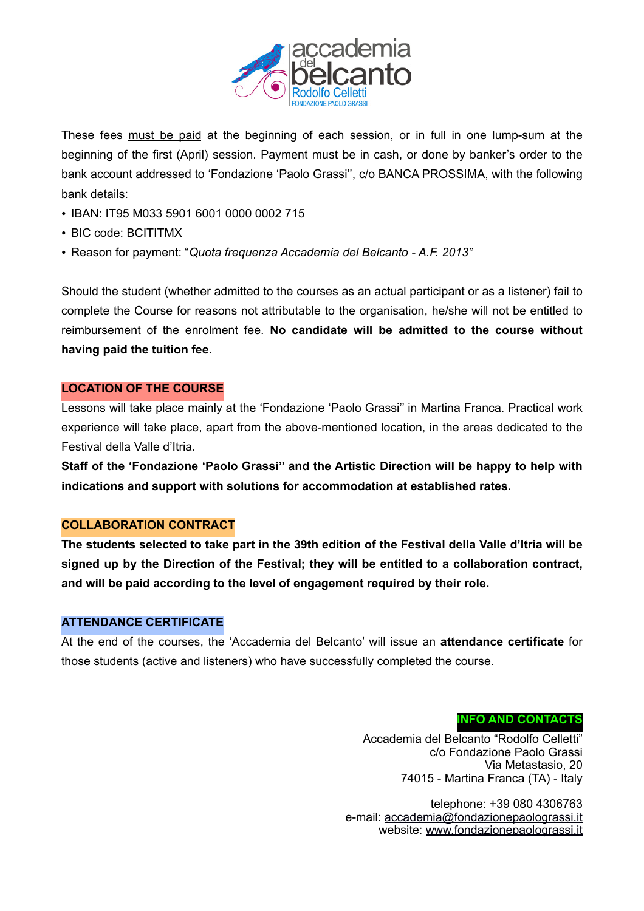These fees must be paid at the beginning of each session, or in full in one lump-sum at the beginning of the first (April) session. Payment must be in cash, or done by banker's order to the bank account addressed to 'Fondazione 'Paolo Grassi'', c/o BANCA PROSSIMA, with the following bank details:

- IBAN: IT95 M033 5901 6001 0000 0002 715
- BIC code: BCITITMX
- Reason for payment: "*Quota frequenza Accademia del Belcanto - A.F. 2013"*

Should the student (whether admitted to the courses as an actual participant or as a listener) fail to complete the Course for reasons not attributable to the organisation, he/she will not be entitled to reimbursement of the enrolment fee. **No candidate will be admitted to the course without having paid the tuition fee.**

## LOCATION OF THE COURSE

Lessons will take place mainly at the 'Fondazione 'Paolo Grassi'' in Martina Franca. Practical work experience will take place, apart from the above-mentioned location, in the areas dedicated to the Festival della Valle d'Itria.

**Staff of the 'Fondazione 'Paolo Grassi'' and the Artistic Direction will be happy to help with indications and support with solutions for accommodation at established rates.**

## COLLABORATION CONTRACT

**The students selected to take part in the 39th edition of the Festival della Valle d'Itria will be signed up by the Direction of the Festival; they will be entitled to a collaboration contract, and will be paid according to the level of engagement required by their role.**

## ATTENDANCE CERTIFICATE

At the end of the courses, the 'Accademia del Belcanto' will issue an **attendance certificate** for those students (active and listeners) who have successfully completed the course.

## INFO AND CONTACTS

Accademia del Belcanto "Rodolfo Celletti"
c/o Fondazione Paolo Grassi
Via Metastasio, 20
74015 - Martina Franca (TA) - Italy

telephone: +39 080 4306763
e-mail: accademia@fondazionepaolograssi.it
website: www.fondazionepaolograssi.it